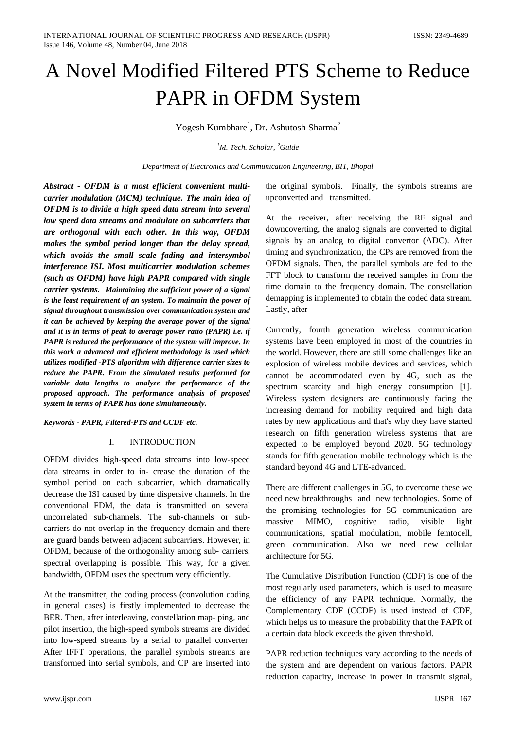// A Novel Modified Filtered PTS Scheme to Reduce PAPR in OFDM System

Yogesh Kumbhare[1], Dr. Ashutosh Sharma[2]

*[1]M. Tech. Scholar, [2]Guide*

*Department of Electronics and Communication Engineering, BIT, Bhopal*

***Abstract - OFDM is a most efficient convenient multi-carrier modulation (MCM) technique. The main idea of OFDM is to divide a high speed data stream into several low speed data streams and modulate on subcarriers that are orthogonal with each other. In this way, OFDM makes the symbol period longer than the delay spread, which avoids the small scale fading and intersymbol interference ISI. Most multicarrier modulation schemes (such as OFDM) have high PAPR compared with single carrier systems. Maintaining the sufficient power of a signal is the least requirement of an system. To maintain the power of signal throughout transmission over communication system and it can be achieved by keeping the average power of the signal and it is in terms of peak to average power ratio (PAPR) i.e. if PAPR is reduced the performance of the system will improve. In this work a advanced and efficient methodology is used which utilizes modified -PTS algorithm with difference carrier sizes to reduce the PAPR. From the simulated results performed for variable data lengths to analyze the performance of the proposed approach. The performance analysis of proposed system in terms of PAPR has done simultaneously.***

***Keywords - PAPR, Filtered-PTS and CCDF etc.***

## I. INTRODUCTION

OFDM divides high-speed data streams into low-speed data streams in order to in- crease the duration of the symbol period on each subcarrier, which dramatically decrease the ISI caused by time dispersive channels. In the conventional FDM, the data is transmitted on several uncorrelated sub-channels. The sub-channels or sub-carriers do not overlap in the frequency domain and there are guard bands between adjacent subcarriers. However, in OFDM, because of the orthogonality among sub- carriers, spectral overlapping is possible. This way, for a given bandwidth, OFDM uses the spectrum very efficiently.

At the transmitter, the coding process (convolution coding in general cases) is firstly implemented to decrease the BER. Then, after interleaving, constellation map- ping, and pilot insertion, the high-speed symbols streams are divided into low-speed streams by a serial to parallel converter. After IFFT operations, the parallel symbols streams are transformed into serial symbols, and CP are inserted into the original symbols. Finally, the symbols streams are upconverted and transmitted.

At the receiver, after receiving the RF signal and downcoverting, the analog signals are converted to digital signals by an analog to digital convertor (ADC). After timing and synchronization, the CPs are removed from the OFDM signals. Then, the parallel symbols are fed to the FFT block to transform the received samples in from the time domain to the frequency domain. The constellation demapping is implemented to obtain the coded data stream. Lastly, after

Currently, fourth generation wireless communication systems have been employed in most of the countries in the world. However, there are still some challenges like an explosion of wireless mobile devices and services, which cannot be accommodated even by 4G, such as the spectrum scarcity and high energy consumption [1]. Wireless system designers are continuously facing the increasing demand for mobility required and high data rates by new applications and that's why they have started research on fifth generation wireless systems that are expected to be employed beyond 2020. 5G technology stands for fifth generation mobile technology which is the standard beyond 4G and LTE-advanced.

There are different challenges in 5G, to overcome these we need new breakthroughs and new technologies. Some of the promising technologies for 5G communication are massive MIMO, cognitive radio, visible light communications, spatial modulation, mobile femtocell, green communication. Also we need new cellular architecture for 5G.

The Cumulative Distribution Function (CDF) is one of the most regularly used parameters, which is used to measure the efficiency of any PAPR technique. Normally, the Complementary CDF (CCDF) is used instead of CDF, which helps us to measure the probability that the PAPR of a certain data block exceeds the given threshold.

PAPR reduction techniques vary according to the needs of the system and are dependent on various factors. PAPR reduction capacity, increase in power in transmit signal,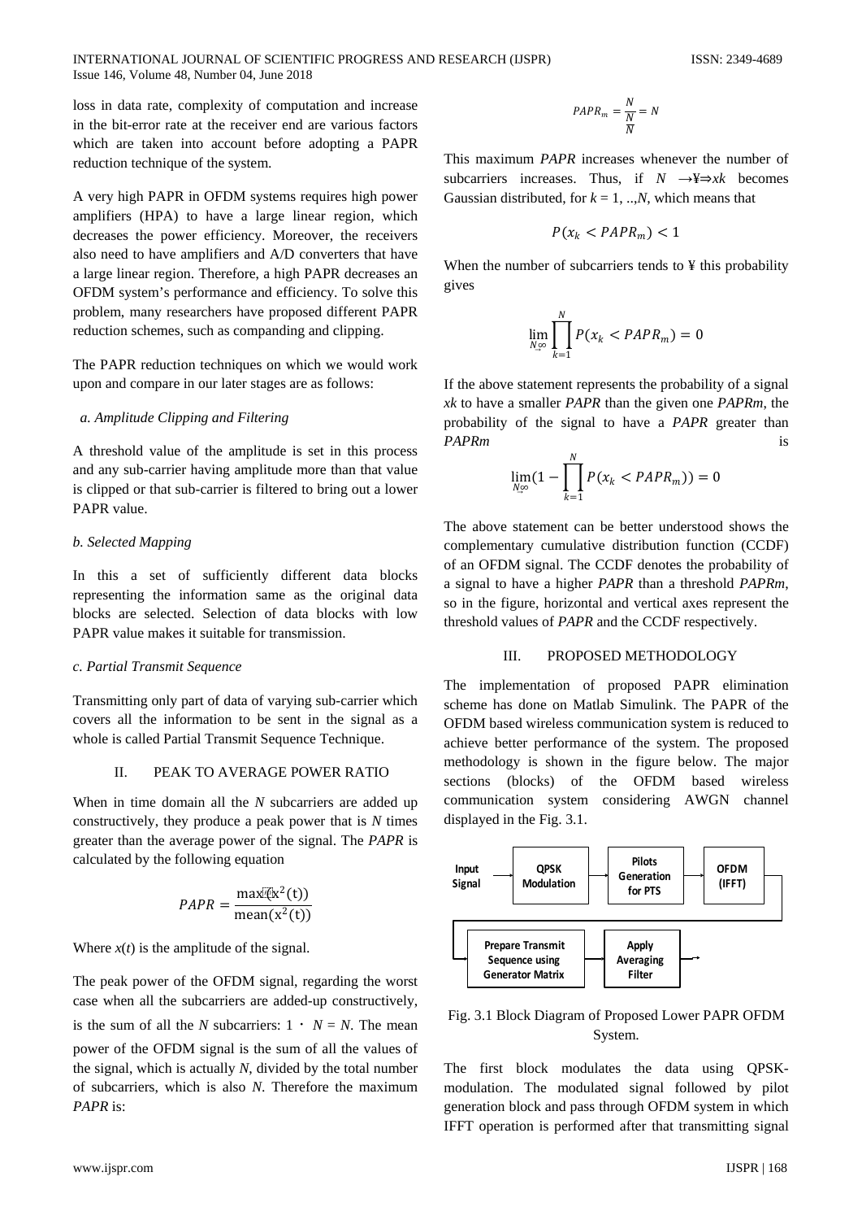loss in data rate, complexity of computation and increase in the bit-error rate at the receiver end are various factors which are taken into account before adopting a PAPR reduction technique of the system.

A very high PAPR in OFDM systems requires high power amplifiers (HPA) to have a large linear region, which decreases the power efficiency. Moreover, the receivers also need to have amplifiers and A/D converters that have a large linear region. Therefore, a high PAPR decreases an OFDM system's performance and efficiency. To solve this problem, many researchers have proposed different PAPR reduction schemes, such as companding and clipping.

The PAPR reduction techniques on which we would work upon and compare in our later stages are as follows:

*a. Amplitude Clipping and Filtering*

A threshold value of the amplitude is set in this process and any sub-carrier having amplitude more than that value is clipped or that sub-carrier is filtered to bring out a lower PAPR value.

*b. Selected Mapping*

In this a set of sufficiently different data blocks representing the information same as the original data blocks are selected. Selection of data blocks with low PAPR value makes it suitable for transmission.

*c. Partial Transmit Sequence*

Transmitting only part of data of varying sub-carrier which covers all the information to be sent in the signal as a whole is called Partial Transmit Sequence Technique.

## II. PEAK TO AVERAGE POWER RATIO

When in time domain all the $N$ subcarriers are added up constructively, they produce a peak power that is $N$ times greater than the average power of the signal. The *PAPR* is calculated by the following equation

$$PAPR = \frac{\max(x^2(t))}{\text{mean}(x^2(t))}$$

Where $x(t)$ is the amplitude of the signal.

The peak power of the OFDM signal, regarding the worst case when all the subcarriers are added-up constructively, is the sum of all the $N$ subcarriers: $1 \cdot N = N$. The mean power of the OFDM signal is the sum of all the values of the signal, which is actually $N$, divided by the total number of subcarriers, which is also $N$. Therefore the maximum *PAPR* is:

$$PAPR_m = \frac{N}{\frac{N}{N}} = N$$

This maximum *PAPR* increases whenever the number of subcarriers increases. Thus, if $N \rightarrow ¥ \Rightarrow xk$ becomes Gaussian distributed, for $k = 1, .., N$, which means that

$$P(x_k < PAPR_m) < 1$$

When the number of subcarriers tends to ¥ this probability gives

$$\lim_{N \to \infty} \prod_{k=1}^{N} P(x_k < PAPR_m) = 0$$

If the above statement represents the probability of a signal $xk$ to have a smaller *PAPR* than the given one *PAPRm*, the probability of the signal to have a *PAPR* greater than *PAPRm* is

$$\lim_{N \to \infty} (1 - \prod_{k=1}^{N} P(x_k < PAPR_m)) = 0$$

The above statement can be better understood shows the complementary cumulative distribution function (CCDF) of an OFDM signal. The CCDF denotes the probability of a signal to have a higher *PAPR* than a threshold *PAPRm*, so in the figure, horizontal and vertical axes represent the threshold values of *PAPR* and the CCDF respectively.

## III. PROPOSED METHODOLOGY

The implementation of proposed PAPR elimination scheme has done on Matlab Simulink. The PAPR of the OFDM based wireless communication system is reduced to achieve better performance of the system. The proposed methodology is shown in the figure below. The major sections (blocks) of the OFDM based wireless communication system considering AWGN channel displayed in the Fig. 3.1.

Input Signal → QPSK Modulation → Pilots Generation for PTS → OFDM (IFFT) → Prepare Transmit Sequence using Generator Matrix → Apply Averaging Filter →

Fig. 3.1 Block Diagram of Proposed Lower PAPR OFDM System.

The first block modulates the data using QPSK-modulation. The modulated signal followed by pilot generation block and pass through OFDM system in which IFFT operation is performed after that transmitting signal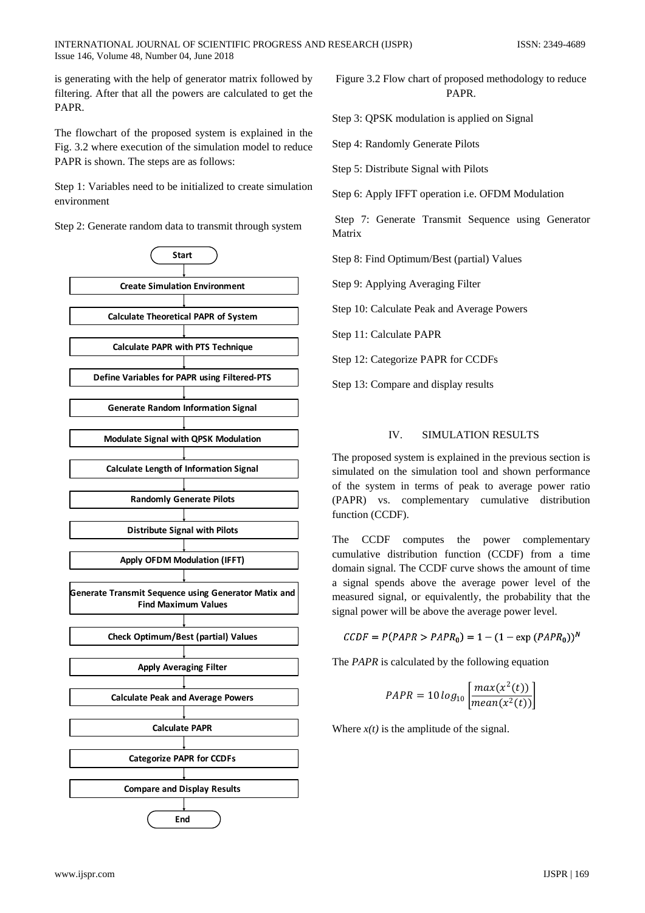is generating with the help of generator matrix followed by filtering. After that all the powers are calculated to get the PAPR.

The flowchart of the proposed system is explained in the Fig. 3.2 where execution of the simulation model to reduce PAPR is shown. The steps are as follows:

Step 1: Variables need to be initialized to create simulation environment

Step 2: Generate random data to transmit through system

Start → Create Simulation Environment → Calculate Theoretical PAPR of System → Calculate PAPR with PTS Technique → Define Variables for PAPR using Filtered-PTS → Generate Random Information Signal → Modulate Signal with QPSK Modulation → Calculate Length of Information Signal → Randomly Generate Pilots → Distribute Signal with Pilots → Apply OFDM Modulation (IFFT) → Generate Transmit Sequence using Generator Matix and Find Maximum Values → Check Optimum/Best (partial) Values → Apply Averaging Filter → Calculate Peak and Average Powers → Calculate PAPR → Categorize PAPR for CCDFs → Compare and Display Results → End

Figure 3.2 Flow chart of proposed methodology to reduce PAPR.

Step 3: QPSK modulation is applied on Signal

Step 4: Randomly Generate Pilots

Step 5: Distribute Signal with Pilots

Step 6: Apply IFFT operation i.e. OFDM Modulation

Step 7: Generate Transmit Sequence using Generator Matrix

Step 8: Find Optimum/Best (partial) Values

Step 9: Applying Averaging Filter

Step 10: Calculate Peak and Average Powers

Step 11: Calculate PAPR

Step 12: Categorize PAPR for CCDFs

Step 13: Compare and display results

## IV. SIMULATION RESULTS

The proposed system is explained in the previous section is simulated on the simulation tool and shown performance of the system in terms of peak to average power ratio (PAPR) vs. complementary cumulative distribution function (CCDF).

The CCDF computes the power complementary cumulative distribution function (CCDF) from a time domain signal. The CCDF curve shows the amount of time a signal spends above the average power level of the measured signal, or equivalently, the probability that the signal power will be above the average power level.

$$CCDF = P(PAPR > PAPR_0) = 1 - (1 - \exp{(PAPR_0)})^N$$

The *PAPR* is calculated by the following equation

$$PAPR = 10\,log_{10}\left[\frac{max(x^2(t))}{mean(x^2(t))}\right]$$

Where *x(t)* is the amplitude of the signal.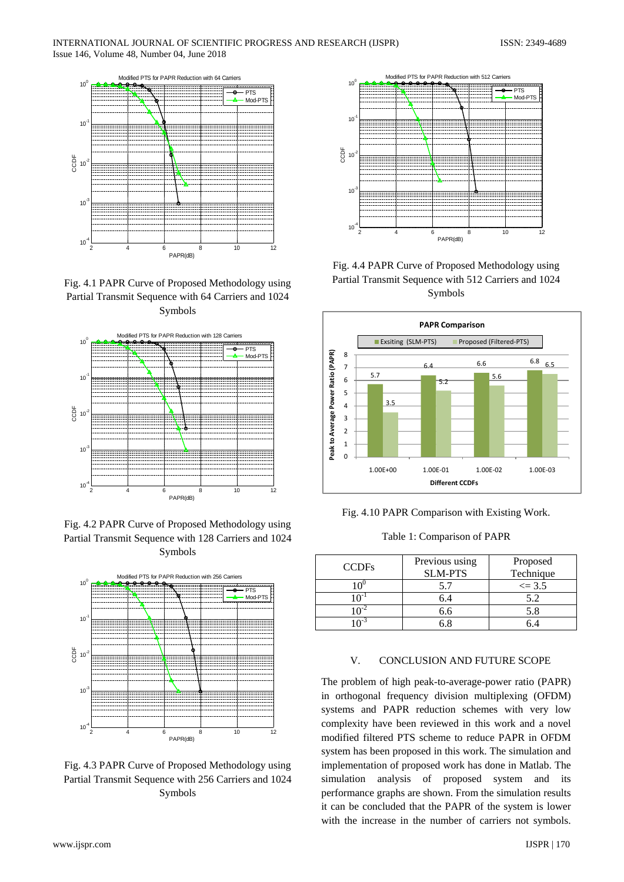Fig. 4.1 PAPR Curve of Proposed Methodology using Partial Transmit Sequence with 64 Carriers and 1024 Symbols

Fig. 4.2 PAPR Curve of Proposed Methodology using Partial Transmit Sequence with 128 Carriers and 1024 Symbols

Fig. 4.3 PAPR Curve of Proposed Methodology using Partial Transmit Sequence with 256 Carriers and 1024 Symbols

Fig. 4.4 PAPR Curve of Proposed Methodology using Partial Transmit Sequence with 512 Carriers and 1024 Symbols

Fig. 4.10 PAPR Comparison with Existing Work.

Table 1: Comparison of PAPR

| CCDFs | Previous using SLM-PTS | Proposed Technique |
| --- | --- | --- |
| $10^0$ | 5.7 | <= 3.5 |
| $10^{-1}$ | 6.4 | 5.2 |
| $10^{-2}$ | 6.6 | 5.8 |
| $10^{-3}$ | 6.8 | 6.4 |

## V. CONCLUSION AND FUTURE SCOPE

The problem of high peak-to-average-power ratio (PAPR) in orthogonal frequency division multiplexing (OFDM) systems and PAPR reduction schemes with very low complexity have been reviewed in this work and a novel modified filtered PTS scheme to reduce PAPR in OFDM system has been proposed in this work. The simulation and implementation of proposed work has done in Matlab. The simulation analysis of proposed system and its performance graphs are shown. From the simulation results it can be concluded that the PAPR of the system is lower with the increase in the number of carriers not symbols.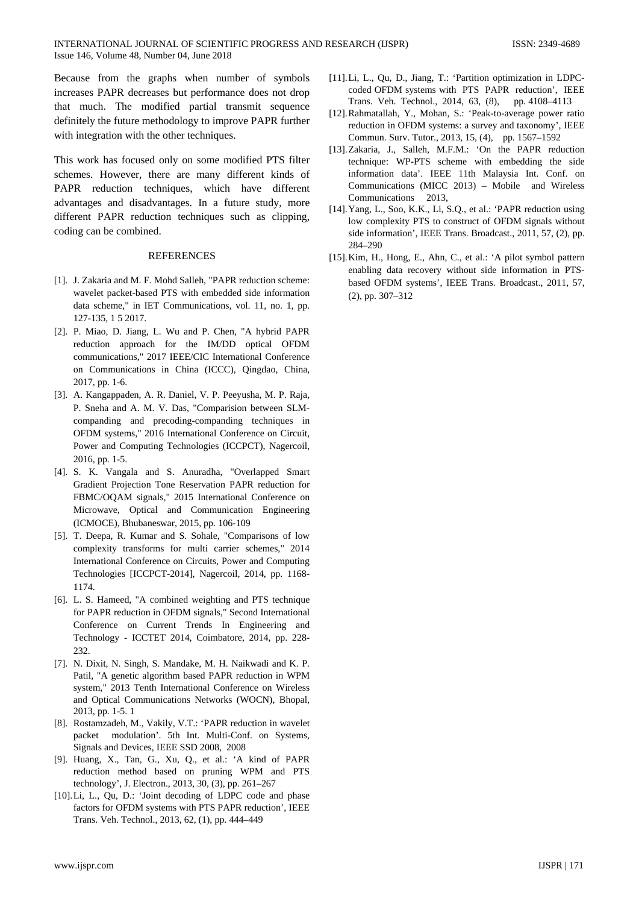Because from the graphs when number of symbols increases PAPR decreases but performance does not drop that much. The modified partial transmit sequence definitely the future methodology to improve PAPR further with integration with the other techniques.

This work has focused only on some modified PTS filter schemes. However, there are many different kinds of PAPR reduction techniques, which have different advantages and disadvantages. In a future study, more different PAPR reduction techniques such as clipping, coding can be combined.

## REFERENCES

[1]. J. Zakaria and M. F. Mohd Salleh, "PAPR reduction scheme: wavelet packet-based PTS with embedded side information data scheme," in IET Communications, vol. 11, no. 1, pp. 127-135, 1 5 2017.

[2]. P. Miao, D. Jiang, L. Wu and P. Chen, "A hybrid PAPR reduction approach for the IM/DD optical OFDM communications," 2017 IEEE/CIC International Conference on Communications in China (ICCC), Qingdao, China, 2017, pp. 1-6.

[3]. A. Kangappaden, A. R. Daniel, V. P. Peeyusha, M. P. Raja, P. Sneha and A. M. V. Das, "Comparision between SLM-companding and precoding-companding techniques in OFDM systems," 2016 International Conference on Circuit, Power and Computing Technologies (ICCPCT), Nagercoil, 2016, pp. 1-5.

[4]. S. K. Vangala and S. Anuradha, "Overlapped Smart Gradient Projection Tone Reservation PAPR reduction for FBMC/OQAM signals," 2015 International Conference on Microwave, Optical and Communication Engineering (ICMOCE), Bhubaneswar, 2015, pp. 106-109

[5]. T. Deepa, R. Kumar and S. Sohale, "Comparisons of low complexity transforms for multi carrier schemes," 2014 International Conference on Circuits, Power and Computing Technologies [ICCPCT-2014], Nagercoil, 2014, pp. 1168-1174.

[6]. L. S. Hameed, "A combined weighting and PTS technique for PAPR reduction in OFDM signals," Second International Conference on Current Trends In Engineering and Technology - ICCTET 2014, Coimbatore, 2014, pp. 228-232.

[7]. N. Dixit, N. Singh, S. Mandake, M. H. Naikwadi and K. P. Patil, "A genetic algorithm based PAPR reduction in WPM system," 2013 Tenth International Conference on Wireless and Optical Communications Networks (WOCN), Bhopal, 2013, pp. 1-5. 1

[8]. Rostamzadeh, M., Vakily, V.T.: 'PAPR reduction in wavelet packet modulation'. 5th Int. Multi-Conf. on Systems, Signals and Devices, IEEE SSD 2008, 2008

[9]. Huang, X., Tan, G., Xu, Q., et al.: 'A kind of PAPR reduction method based on pruning WPM and PTS technology', J. Electron., 2013, 30, (3), pp. 261–267

[10]. Li, L., Qu, D.: 'Joint decoding of LDPC code and phase factors for OFDM systems with PTS PAPR reduction', IEEE Trans. Veh. Technol., 2013, 62, (1), pp. 444–449

[11]. Li, L., Qu, D., Jiang, T.: 'Partition optimization in LDPC-coded OFDM systems with PTS PAPR reduction', IEEE Trans. Veh. Technol., 2014, 63, (8), pp. 4108–4113

[12]. Rahmatallah, Y., Mohan, S.: 'Peak-to-average power ratio reduction in OFDM systems: a survey and taxonomy', IEEE Commun. Surv. Tutor., 2013, 15, (4), pp. 1567–1592

[13]. Zakaria, J., Salleh, M.F.M.: 'On the PAPR reduction technique: WP-PTS scheme with embedding the side information data'. IEEE 11th Malaysia Int. Conf. on Communications (MICC 2013) – Mobile and Wireless Communications 2013,

[14]. Yang, L., Soo, K.K., Li, S.Q., et al.: 'PAPR reduction using low complexity PTS to construct of OFDM signals without side information', IEEE Trans. Broadcast., 2011, 57, (2), pp. 284–290

[15]. Kim, H., Hong, E., Ahn, C., et al.: 'A pilot symbol pattern enabling data recovery without side information in PTS-based OFDM systems', IEEE Trans. Broadcast., 2011, 57, (2), pp. 307–312